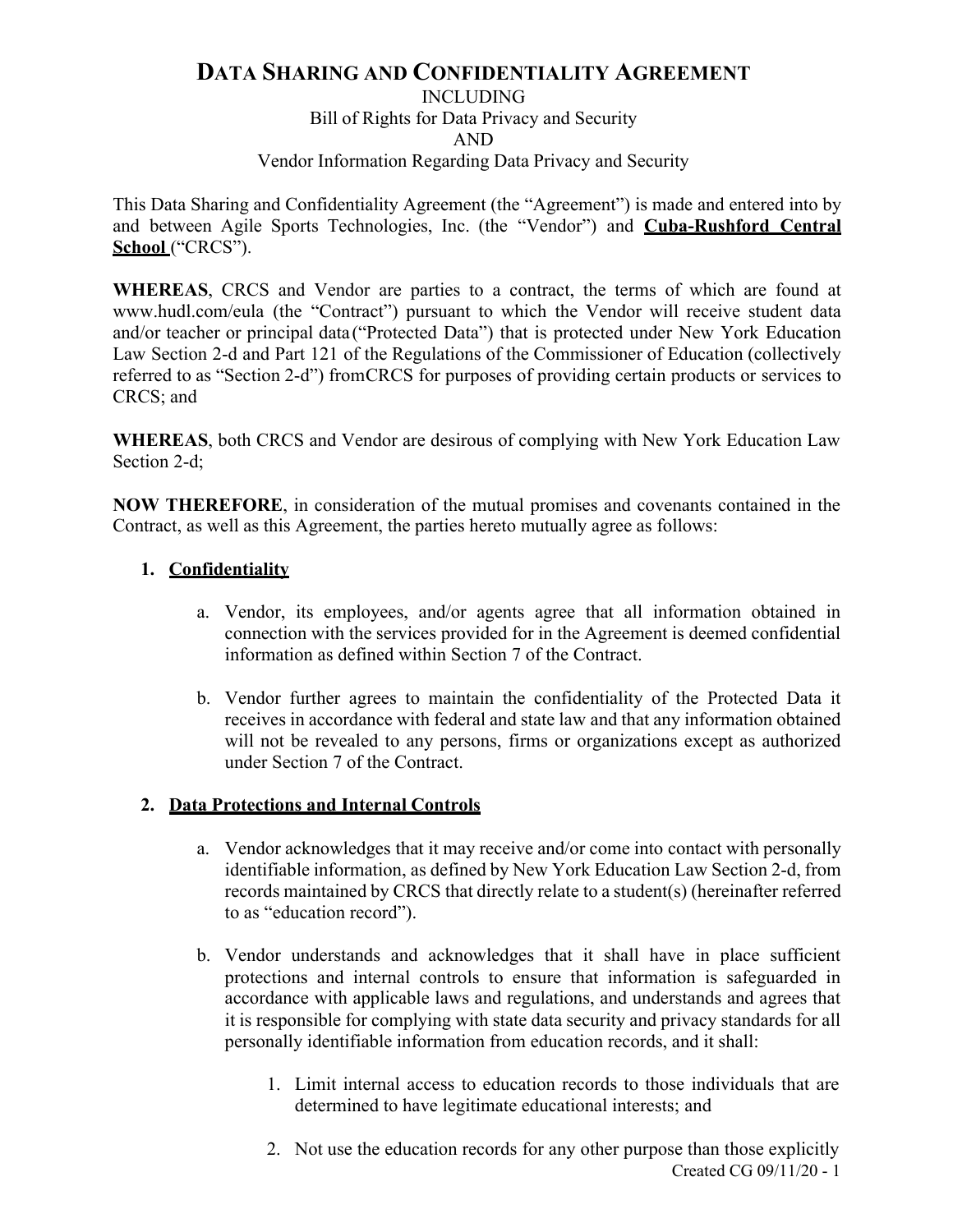# DATA SHARING AND CONFIDENTIALITY AGREEMENT

INCLUDING
Bill of Rights for Data Privacy and Security
AND
Vendor Information Regarding Data Privacy and Security

This Data Sharing and Confidentiality Agreement (the "Agreement") is made and entered into by and between Agile Sports Technologies, Inc. (the "Vendor") and **Cuba-Rushford Central School** ("CRCS").

**WHEREAS**, CRCS and Vendor are parties to a contract, the terms of which are found at www.hudl.com/eula (the "Contract") pursuant to which the Vendor will receive student data and/or teacher or principal data ("Protected Data") that is protected under New York Education Law Section 2-d and Part 121 of the Regulations of the Commissioner of Education (collectively referred to as "Section 2-d") fromCRCS for purposes of providing certain products or services to CRCS; and

**WHEREAS**, both CRCS and Vendor are desirous of complying with New York Education Law Section 2-d;

**NOW THEREFORE**, in consideration of the mutual promises and covenants contained in the Contract, as well as this Agreement, the parties hereto mutually agree as follows:

1. **Confidentiality**

   a. Vendor, its employees, and/or agents agree that all information obtained in connection with the services provided for in the Agreement is deemed confidential information as defined within Section 7 of the Contract.

   b. Vendor further agrees to maintain the confidentiality of the Protected Data it receives in accordance with federal and state law and that any information obtained will not be revealed to any persons, firms or organizations except as authorized under Section 7 of the Contract.

2. **Data Protections and Internal Controls**

   a. Vendor acknowledges that it may receive and/or come into contact with personally identifiable information, as defined by New York Education Law Section 2-d, from records maintained by CRCS that directly relate to a student(s) (hereinafter referred to as "education record").

   b. Vendor understands and acknowledges that it shall have in place sufficient protections and internal controls to ensure that information is safeguarded in accordance with applicable laws and regulations, and understands and agrees that it is responsible for complying with state data security and privacy standards for all personally identifiable information from education records, and it shall:

      1. Limit internal access to education records to those individuals that are determined to have legitimate educational interests; and

      2. Not use the education records for any other purpose than those explicitly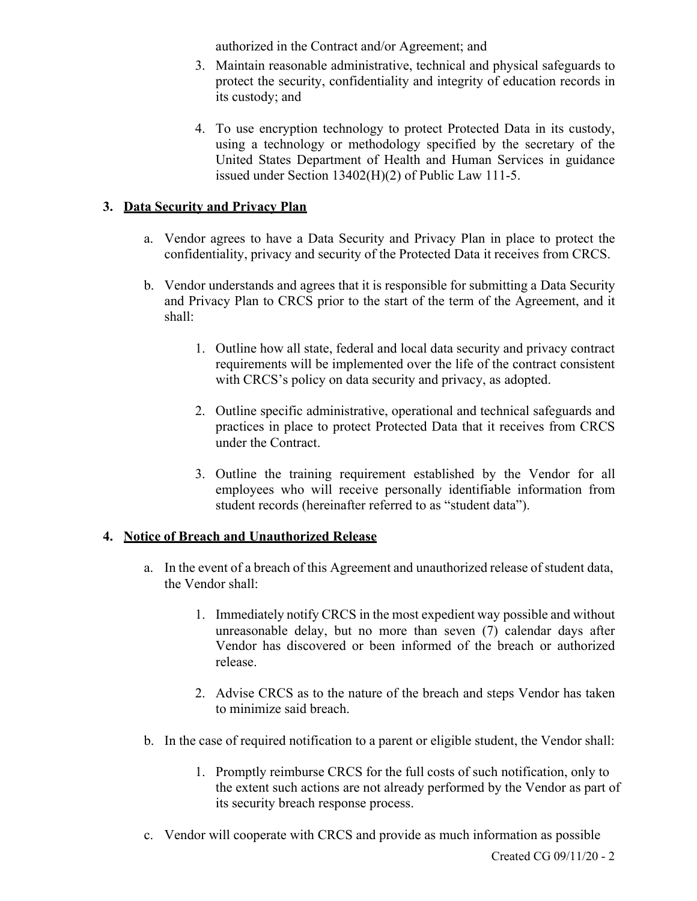authorized in the Contract and/or Agreement; and

3. Maintain reasonable administrative, technical and physical safeguards to protect the security, confidentiality and integrity of education records in its custody; and

4. To use encryption technology to protect Protected Data in its custody, using a technology or methodology specified by the secretary of the United States Department of Health and Human Services in guidance issued under Section 13402(H)(2) of Public Law 111-5.

### 3. Data Security and Privacy Plan

a. Vendor agrees to have a Data Security and Privacy Plan in place to protect the confidentiality, privacy and security of the Protected Data it receives from CRCS.

b. Vendor understands and agrees that it is responsible for submitting a Data Security and Privacy Plan to CRCS prior to the start of the term of the Agreement, and it shall:

   1. Outline how all state, federal and local data security and privacy contract requirements will be implemented over the life of the contract consistent with CRCS's policy on data security and privacy, as adopted.

   2. Outline specific administrative, operational and technical safeguards and practices in place to protect Protected Data that it receives from CRCS under the Contract.

   3. Outline the training requirement established by the Vendor for all employees who will receive personally identifiable information from student records (hereinafter referred to as "student data").

### 4. Notice of Breach and Unauthorized Release

a. In the event of a breach of this Agreement and unauthorized release of student data, the Vendor shall:

   1. Immediately notify CRCS in the most expedient way possible and without unreasonable delay, but no more than seven (7) calendar days after Vendor has discovered or been informed of the breach or authorized release.

   2. Advise CRCS as to the nature of the breach and steps Vendor has taken to minimize said breach.

b. In the case of required notification to a parent or eligible student, the Vendor shall:

   1. Promptly reimburse CRCS for the full costs of such notification, only to the extent such actions are not already performed by the Vendor as part of its security breach response process.

c. Vendor will cooperate with CRCS and provide as much information as possible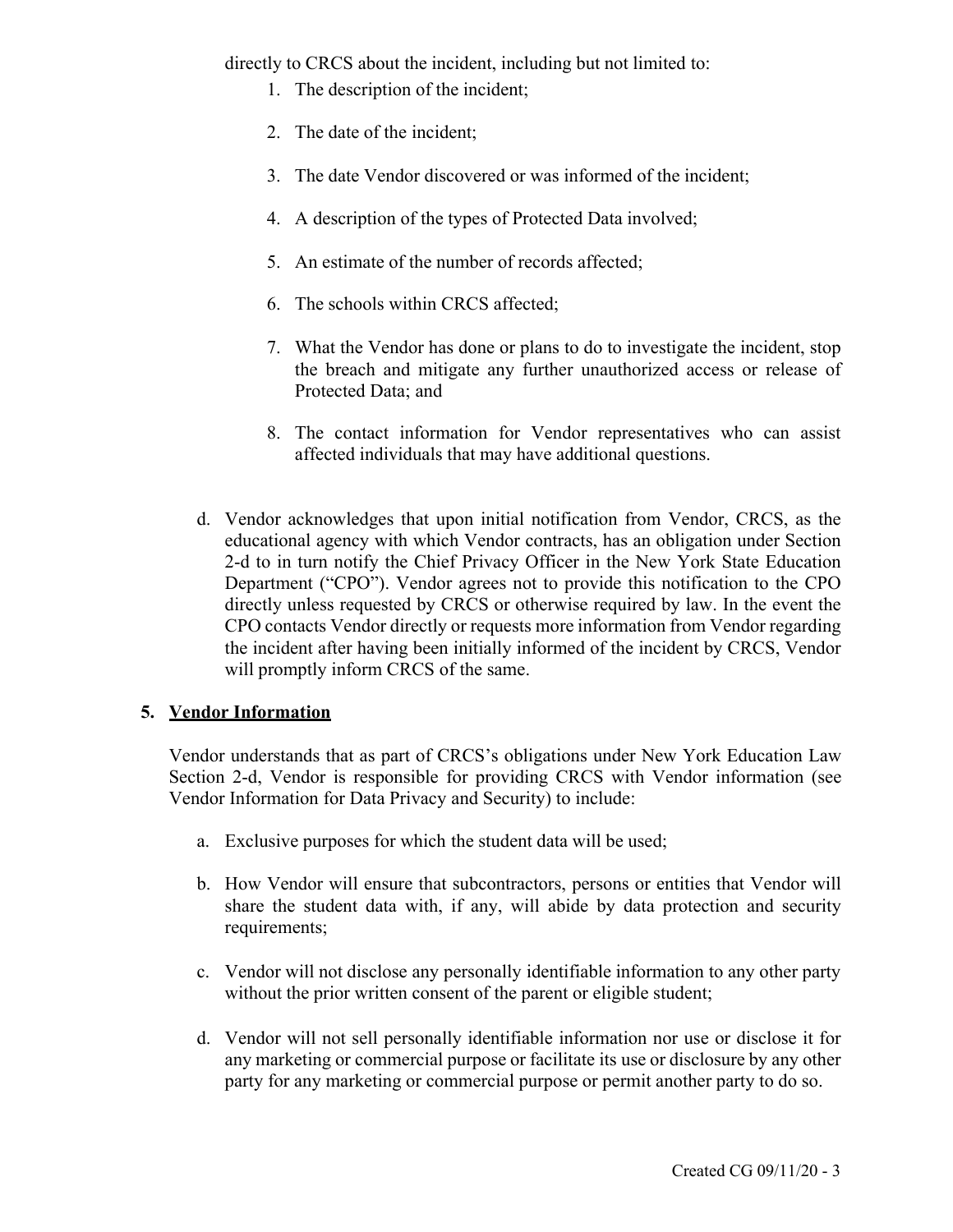directly to CRCS about the incident, including but not limited to:

1. The description of the incident;
2. The date of the incident;
3. The date Vendor discovered or was informed of the incident;
4. A description of the types of Protected Data involved;
5. An estimate of the number of records affected;
6. The schools within CRCS affected;
7. What the Vendor has done or plans to do to investigate the incident, stop the breach and mitigate any further unauthorized access or release of Protected Data; and
8. The contact information for Vendor representatives who can assist affected individuals that may have additional questions.

d. Vendor acknowledges that upon initial notification from Vendor, CRCS, as the educational agency with which Vendor contracts, has an obligation under Section 2-d to in turn notify the Chief Privacy Officer in the New York State Education Department ("CPO"). Vendor agrees not to provide this notification to the CPO directly unless requested by CRCS or otherwise required by law. In the event the CPO contacts Vendor directly or requests more information from Vendor regarding the incident after having been initially informed of the incident by CRCS, Vendor will promptly inform CRCS of the same.

## 5. Vendor Information

Vendor understands that as part of CRCS's obligations under New York Education Law Section 2-d, Vendor is responsible for providing CRCS with Vendor information (see Vendor Information for Data Privacy and Security) to include:

a. Exclusive purposes for which the student data will be used;

b. How Vendor will ensure that subcontractors, persons or entities that Vendor will share the student data with, if any, will abide by data protection and security requirements;

c. Vendor will not disclose any personally identifiable information to any other party without the prior written consent of the parent or eligible student;

d. Vendor will not sell personally identifiable information nor use or disclose it for any marketing or commercial purpose or facilitate its use or disclosure by any other party for any marketing or commercial purpose or permit another party to do so.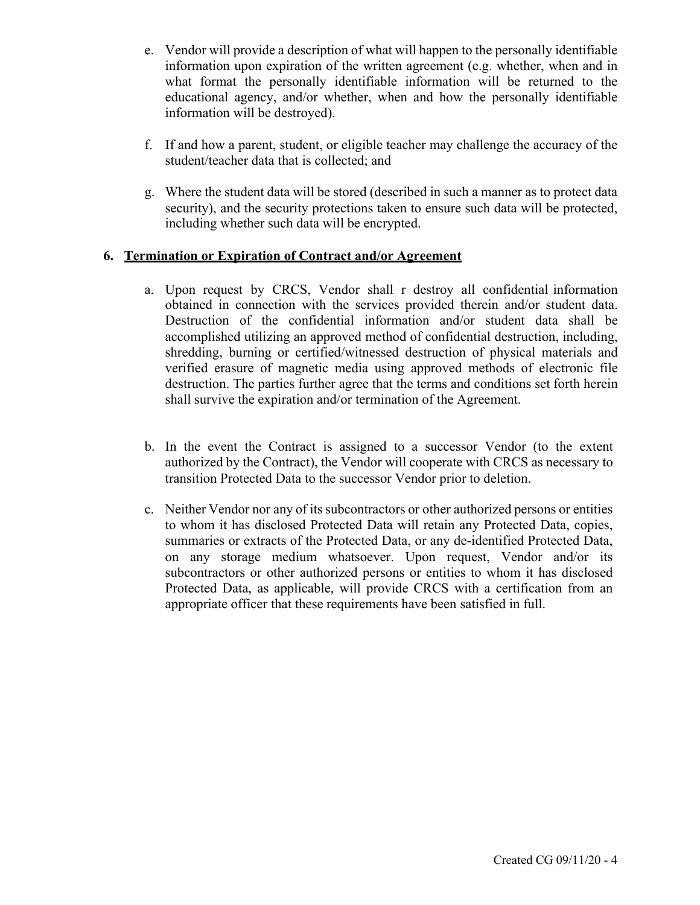e. Vendor will provide a description of what will happen to the personally identifiable information upon expiration of the written agreement (e.g. whether, when and in what format the personally identifiable information will be returned to the educational agency, and/or whether, when and how the personally identifiable information will be destroyed).

f. If and how a parent, student, or eligible teacher may challenge the accuracy of the student/teacher data that is collected; and

g. Where the student data will be stored (described in such a manner as to protect data security), and the security protections taken to ensure such data will be protected, including whether such data will be encrypted.

**6. <u>Termination or Expiration of Contract and/or Agreement</u>**

a. Upon request by CRCS, Vendor shall r destroy all confidential information obtained in connection with the services provided therein and/or student data. Destruction of the confidential information and/or student data shall be accomplished utilizing an approved method of confidential destruction, including, shredding, burning or certified/witnessed destruction of physical materials and verified erasure of magnetic media using approved methods of electronic file destruction. The parties further agree that the terms and conditions set forth herein shall survive the expiration and/or termination of the Agreement.

b. In the event the Contract is assigned to a successor Vendor (to the extent authorized by the Contract), the Vendor will cooperate with CRCS as necessary to transition Protected Data to the successor Vendor prior to deletion.

c. Neither Vendor nor any of its subcontractors or other authorized persons or entities to whom it has disclosed Protected Data will retain any Protected Data, copies, summaries or extracts of the Protected Data, or any de-identified Protected Data, on any storage medium whatsoever. Upon request, Vendor and/or its subcontractors or other authorized persons or entities to whom it has disclosed Protected Data, as applicable, will provide CRCS with a certification from an appropriate officer that these requirements have been satisfied in full.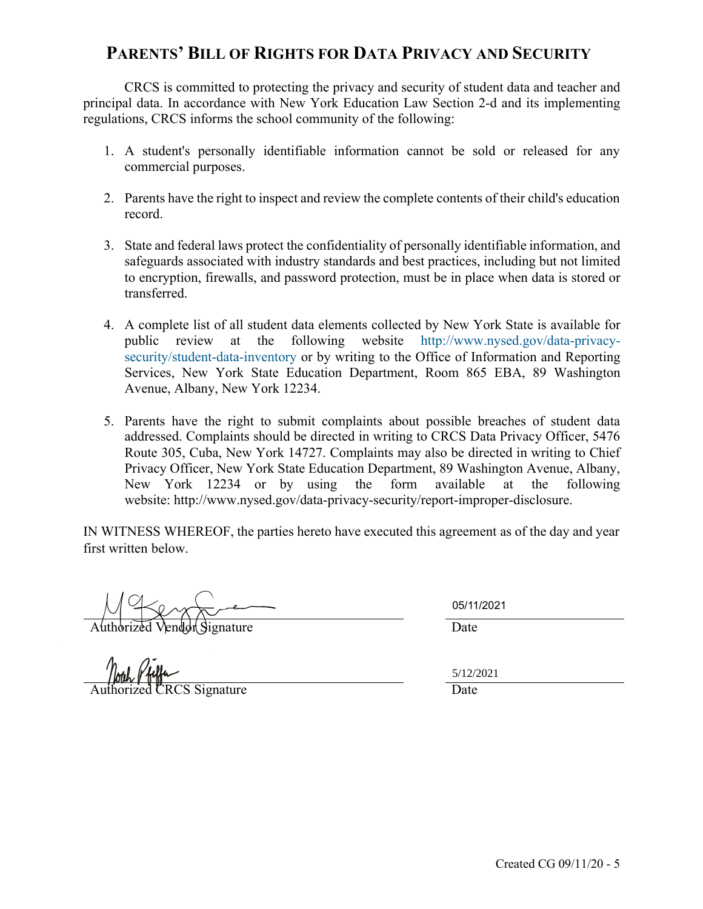# PARENTS' BILL OF RIGHTS FOR DATA PRIVACY AND SECURITY

CRCS is committed to protecting the privacy and security of student data and teacher and principal data. In accordance with New York Education Law Section 2-d and its implementing regulations, CRCS informs the school community of the following:

1. A student's personally identifiable information cannot be sold or released for any commercial purposes.

2. Parents have the right to inspect and review the complete contents of their child's education record.

3. State and federal laws protect the confidentiality of personally identifiable information, and safeguards associated with industry standards and best practices, including but not limited to encryption, firewalls, and password protection, must be in place when data is stored or transferred.

4. A complete list of all student data elements collected by New York State is available for public review at the following website http://www.nysed.gov/data-privacy-security/student-data-inventory or by writing to the Office of Information and Reporting Services, New York State Education Department, Room 865 EBA, 89 Washington Avenue, Albany, New York 12234.

5. Parents have the right to submit complaints about possible breaches of student data addressed. Complaints should be directed in writing to CRCS Data Privacy Officer, 5476 Route 305, Cuba, New York 14727. Complaints may also be directed in writing to Chief Privacy Officer, New York State Education Department, 89 Washington Avenue, Albany, New York 12234 or by using the form available at the following website: http://www.nysed.gov/data-privacy-security/report-improper-disclosure.

IN WITNESS WHEREOF, the parties hereto have executed this agreement as of the day and year first written below.

Authorized Vendor Signature — Date: 05/11/2021

Authorized CRCS Signature — Date: 5/12/2021

Created CG 09/11/20 - 5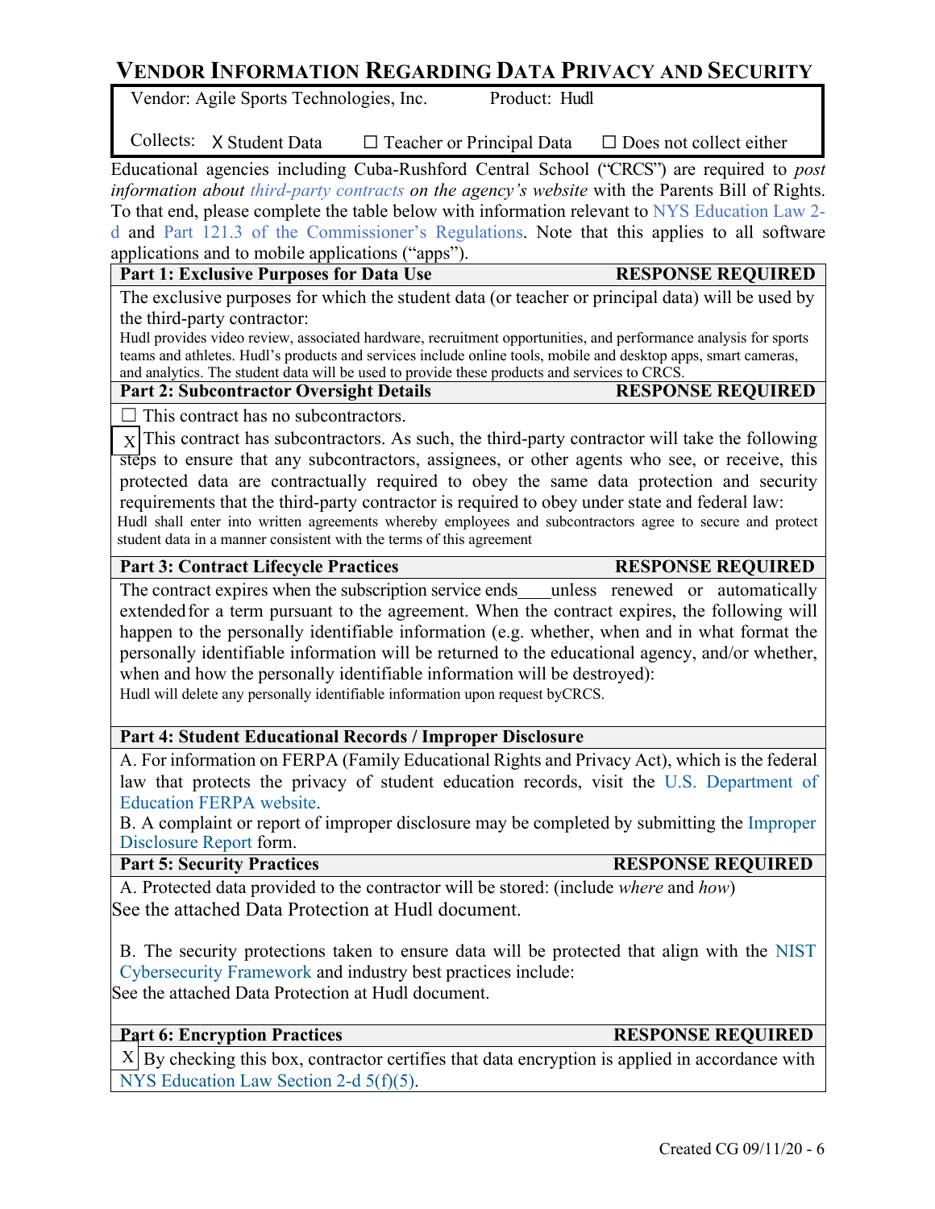# VENDOR INFORMATION REGARDING DATA PRIVACY AND SECURITY

| | |
|---|---|
| Vendor: Agile Sports Technologies, Inc. | Product: Hudl |
| Collects: X Student Data ☐ Teacher or Principal Data ☐ Does not collect either | |

Educational agencies including Cuba-Rushford Central School ("CRCS") are required to *post information about third-party contracts on the agency's website* with the Parents Bill of Rights. To that end, please complete the table below with information relevant to NYS Education Law 2-d and Part 121.3 of the Commissioner's Regulations. Note that this applies to all software applications and to mobile applications ("apps").

**Part 1: Exclusive Purposes for Data Use** **RESPONSE REQUIRED**

The exclusive purposes for which the student data (or teacher or principal data) will be used by the third-party contractor:

Hudl provides video review, associated hardware, recruitment opportunities, and performance analysis for sports teams and athletes. Hudl's products and services include online tools, mobile and desktop apps, smart cameras, and analytics. The student data will be used to provide these products and services to CRCS.

**Part 2: Subcontractor Oversight Details** **RESPONSE REQUIRED**

☐ This contract has no subcontractors.

X This contract has subcontractors. As such, the third-party contractor will take the following steps to ensure that any subcontractors, assignees, or other agents who see, or receive, this protected data are contractually required to obey the same data protection and security requirements that the third-party contractor is required to obey under state and federal law:

Hudl shall enter into written agreements whereby employees and subcontractors agree to secure and protect student data in a manner consistent with the terms of this agreement

**Part 3: Contract Lifecycle Practices** **RESPONSE REQUIRED**

The contract expires when the subscription service ends\_\_\_unless renewed or automatically extended for a term pursuant to the agreement. When the contract expires, the following will happen to the personally identifiable information (e.g. whether, when and in what format the personally identifiable information will be returned to the educational agency, and/or whether, when and how the personally identifiable information will be destroyed):

Hudl will delete any personally identifiable information upon request byCRCS.

**Part 4: Student Educational Records / Improper Disclosure**

A. For information on FERPA (Family Educational Rights and Privacy Act), which is the federal law that protects the privacy of student education records, visit the U.S. Department of Education FERPA website.

B. A complaint or report of improper disclosure may be completed by submitting the Improper Disclosure Report form.

**Part 5: Security Practices** **RESPONSE REQUIRED**

A. Protected data provided to the contractor will be stored: (include *where* and *how*)

See the attached Data Protection at Hudl document.

B. The security protections taken to ensure data will be protected that align with the NIST Cybersecurity Framework and industry best practices include:

See the attached Data Protection at Hudl document.

**Part 6: Encryption Practices** **RESPONSE REQUIRED**

X By checking this box, contractor certifies that data encryption is applied in accordance with NYS Education Law Section 2-d 5(f)(5).

Created CG 09/11/20 - 6